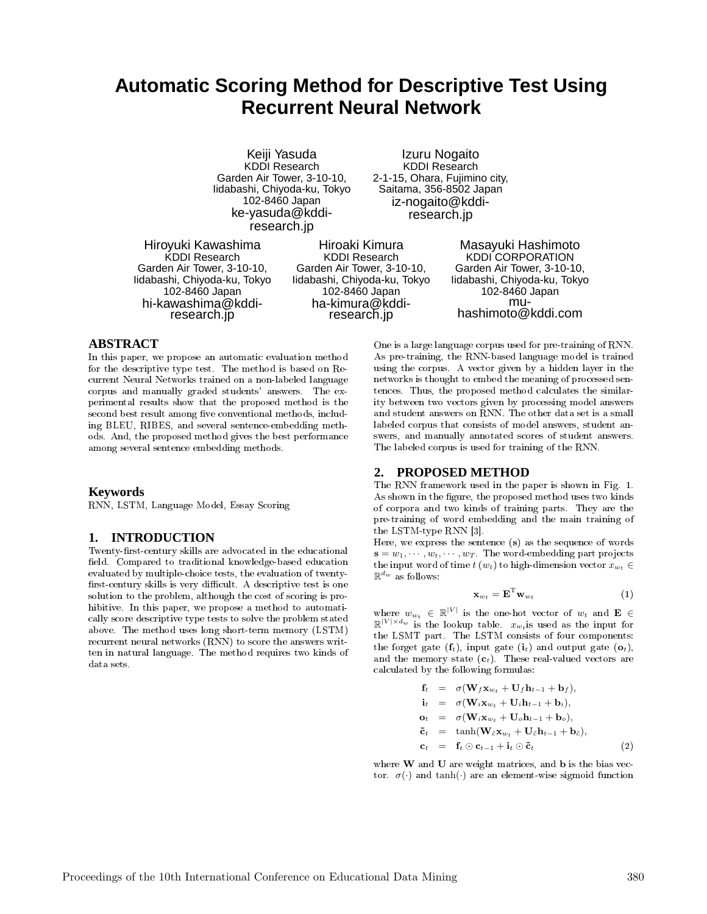# Automatic Scoring Method for Descriptive Test Using Recurrent Neural Network

Keiji Yasuda
KDDI Research
Garden Air Tower, 3-10-10, Iidabashi, Chiyoda-ku, Tokyo
102-8460 Japan
ke-yasuda@kddi-research.jp

Izuru Nogaito
KDDI Research
2-1-15, Ohara, Fujimino city, Saitama, 356-8502 Japan
iz-nogaito@kddi-research.jp

Hiroyuki Kawashima
KDDI Research
Garden Air Tower, 3-10-10, Iidabashi, Chiyoda-ku, Tokyo
102-8460 Japan
hi-kawashima@kddi-research.jp

Hiroaki Kimura
KDDI Research
Garden Air Tower, 3-10-10, Iidabashi, Chiyoda-ku, Tokyo
102-8460 Japan
ha-kimura@kddi-research.jp

Masayuki Hashimoto
KDDI CORPORATION
Garden Air Tower, 3-10-10, Iidabashi, Chiyoda-ku, Tokyo
102-8460 Japan
mu-hashimoto@kddi.com

## ABSTRACT

In this paper, we propose an automatic evaluation method for the descriptive type test. The method is based on Recurrent Neural Networks trained on a non-labeled language corpus and manually graded students' answers. The experimental results show that the proposed method is the second best result among five conventional methods, including BLEU, RIBES, and several sentence-embedding methods. And, the proposed method gives the best performance among several sentence embedding methods.

## Keywords

RNN, LSTM, Language Model, Essay Scoring

## 1. INTRODUCTION

Twenty-first-century skills are advocated in the educational field. Compared to traditional knowledge-based education evaluated by multiple-choice tests, the evaluation of twenty-first-century skills is very difficult. A descriptive test is one solution to the problem, although the cost of scoring is prohibitive. In this paper, we propose a method to automatically score descriptive type tests to solve the problem stated above. The method uses long short-term memory (LSTM) recurrent neural networks (RNN) to score the answers written in natural language. The method requires two kinds of data sets.

One is a large language corpus used for pre-training of RNN. As pre-training, the RNN-based language model is trained using the corpus. A vector given by a hidden layer in the networks is thought to embed the meaning of processed sentences. Thus, the proposed method calculates the similarity between two vectors given by processing model answers and student answers on RNN. The other data set is a small labeled corpus that consists of model answers, student answers, and manually annotated scores of student answers. The labeled corpus is used for training of the RNN.

## 2. PROPOSED METHOD

The RNN framework used in the paper is shown in Fig. 1. As shown in the figure, the proposed method uses two kinds of corpora and two kinds of training parts. They are the pre-training of word embedding and the main training of the LSTM-type RNN [3].

Here, we express the sentence ($\mathbf{s}$) as the sequence of words $\mathbf{s} = w_1, \cdots, w_t, \cdots, w_T$. The word-embedding part projects the input word of time $t$ ($w_t$) to high-dimension vector $x_{w_t} \in \mathbb{R}^{d_w}$ as follows:

$$\mathbf{x}_{w_t} = \mathbf{E}^{\mathrm{T}} \mathbf{w}_{w_t} \tag{1}$$

where $w_{w_t} \in \mathbb{R}^{|V|}$ is the one-hot vector of $w_t$ and $\mathbf{E} \in \mathbb{R}^{|V| \times d_w}$ is the lookup table. $x_{w_t}$is used as the input for the LSMT part. The LSTM consists of four components: the forget gate ($\mathbf{f}_t$), input gate ($\mathbf{i}_t$) and output gate ($\mathbf{o}_t$), and the memory state ($\mathbf{c}_t$). These real-valued vectors are calculated by the following formulas:

$$\begin{aligned}
\mathbf{f}_t &= \sigma(\mathbf{W}_f \mathbf{x}_{w_t} + \mathbf{U}_f \mathbf{h}_{t-1} + \mathbf{b}_f), \\
\mathbf{i}_t &= \sigma(\mathbf{W}_i \mathbf{x}_{w_t} + \mathbf{U}_i \mathbf{h}_{t-1} + \mathbf{b}_i), \\
\mathbf{o}_t &= \sigma(\mathbf{W}_i \mathbf{x}_{w_t} + \mathbf{U}_o \mathbf{h}_{t-1} + \mathbf{b}_o), \\
\tilde{\mathbf{c}}_t &= \tanh(\mathbf{W}_{\tilde{c}} \mathbf{x}_{w_t} + \mathbf{U}_{\tilde{c}} \mathbf{h}_{t-1} + \mathbf{b}_{\tilde{c}}), \\
\mathbf{c}_t &= \mathbf{f}_t \odot \mathbf{c}_{t-1} + \mathbf{i}_t \odot \tilde{\mathbf{c}}_t
\end{aligned} \tag{2}$$

where $\mathbf{W}$ and $\mathbf{U}$ are weight matrices, and $\mathbf{b}$ is the bias vector. $\sigma(\cdot)$ and $\tanh(\cdot)$ are an element-wise sigmoid function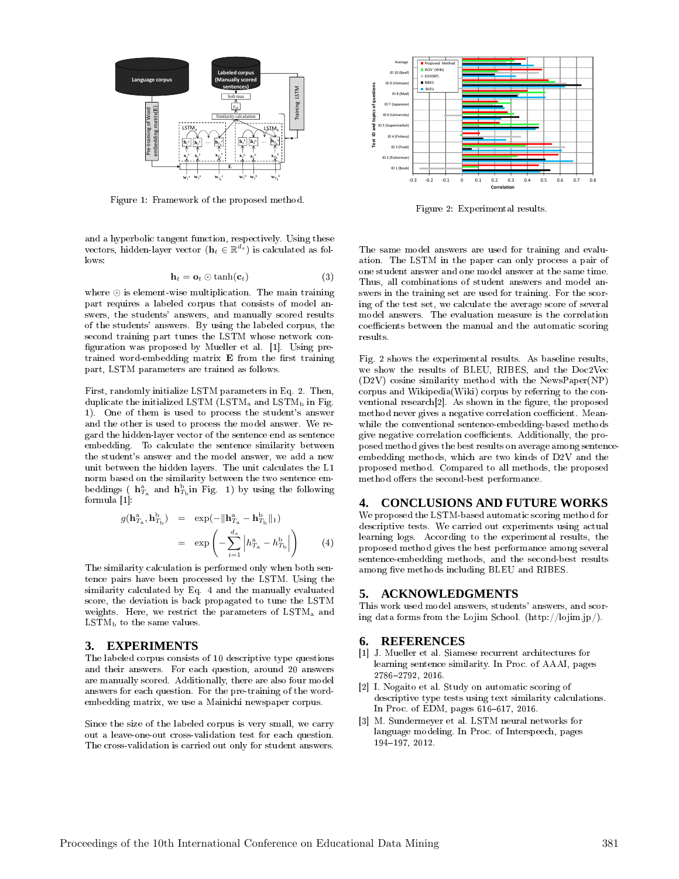Language corpus

Labeled corpus (Manually scored sentences)

Pre-training of Word embedding matrix(E)

Training LSTM

Soft max

Similarity calculation

LSTM$_a$

LSTM$_b$

E

Figure 1: Framework of the proposed method.

Average

ID 10 (Beef)

ID 9 (Vietnam)

ID 8 (Mali)

ID 7 (Japanese)

ID 6 (University)

ID 5 (Supermarket)

ID 4 (Fishery)

ID 3 (Food)

ID 2 (Fisherman)

ID 1 (Book)

Proposed Method

W2V (Wiki)

D2V(NP)

RIBES

BLEU

Test ID and topics of questions

-0.3 -0.2 -0.1 0 0.1 0.2 0.3 0.4 0.5 0.6 0.7 0.8

Correlation

Figure 2: Experimental results.

and a hyperbolic tangent function, respectively. Using these vectors, hidden-layer vector ($\mathbf{h}_t \in \mathbb{R}^{d_s}$) is calculated as follows:

$$\mathbf{h}_t = \mathbf{o}_t \odot \tanh(\mathbf{c}_t) \tag{3}$$

where $\odot$ is element-wise multiplication. The main training part requires a labeled corpus that consists of model answers, the students' answers, and manually scored results of the students' answers. By using the labeled corpus, the second training part tunes the LSTM whose network configuration was proposed by Mueller et al. [1]. Using pre-trained word-embedding matrix $\mathbf{E}$ from the first training part, LSTM parameters are trained as follows.

First, randomly initialize LSTM parameters in Eq. 2. Then, duplicate the initialized LSTM (LSTM$_a$ and LSTM$_b$ in Fig. 1). One of them is used to process the student's answer and the other is used to process the model answer. We regard the hidden-layer vector of the sentence end as sentence embedding. To calculate the sentence similarity between the student's answer and the model answer, we add a new unit between the hidden layers. The unit calculates the L1 norm based on the similarity between the two sentence embeddings ( $\mathbf{h}^{\mathrm{a}}_{T_{\mathrm{a}}}$ and $\mathbf{h}^{\mathrm{b}}_{T_{\mathrm{b}}}$in Fig. 1) by using the following formula [1]:

$$\begin{aligned} g(\mathbf{h}^{\mathrm{a}}_{T_{\mathrm{a}}}, \mathbf{h}^{\mathrm{b}}_{T_{\mathrm{b}}}) &= \exp(-\|\mathbf{h}^{\mathrm{a}}_{T_{\mathrm{a}}} - \mathbf{h}^{\mathrm{b}}_{T_{\mathrm{b}}}\|_1) \\ &= \exp\left(-\sum_{i=1}^{d_s} \left| h^{\mathrm{a}}_{T_{\mathrm{a}}} - h^{\mathrm{b}}_{T_{\mathrm{b}}} \right| \right) \end{aligned} \tag{4}$$

The similarity calculation is performed only when both sentence pairs have been processed by the LSTM. Using the similarity calculated by Eq. 4 and the manually evaluated score, the deviation is back propagated to tune the LSTM weights. Here, we restrict the parameters of LSTM$_a$ and LSTM$_b$ to the same values.

## 3. EXPERIMENTS

The labeled corpus consists of 10 descriptive type questions and their answers. For each question, around 20 answers are manually scored. Additionally, there are also four model answers for each question. For the pre-training of the word-embedding matrix, we use a Mainichi newspaper corpus.

Since the size of the labeled corpus is very small, we carry out a leave-one-out cross-validation test for each question. The cross-validation is carried out only for student answers. The same model answers are used for training and evaluation. The LSTM in the paper can only process a pair of one student answer and one model answer at the same time. Thus, all combinations of student answers and model answers in the training set are used for training. For the scoring of the test set, we calculate the average score of several model answers. The evaluation measure is the correlation coefficients between the manual and the automatic scoring results.

Fig. 2 shows the experimental results. As baseline results, we show the results of BLEU, RIBES, and the Doc2Vec (D2V) cosine similarity method with the NewsPaper(NP) corpus and Wikipedia(Wiki) corpus by referring to the conventional research[2]. As shown in the figure, the proposed method never gives a negative correlation coefficient. Meanwhile the conventional sentence-embedding-based methods give negative correlation coefficients. Additionally, the proposed method gives the best results on average among sentence-embedding methods, which are two kinds of D2V and the proposed method. Compared to all methods, the proposed method offers the second-best performance.

## 4. CONCLUSIONS AND FUTURE WORKS

We proposed the LSTM-based automatic scoring method for descriptive tests. We carried out experiments using actual learning logs. According to the experimental results, the proposed method gives the best performance among several sentence-embedding methods, and the second-best results among five methods including BLEU and RIBES.

## 5. ACKNOWLEDGMENTS

This work used model answers, students' answers, and scoring data forms from the Lojim School. (http://lojim.jp/).

## 6. REFERENCES

[1] J. Mueller et al. Siamese recurrent architectures for learning sentence similarity. In Proc. of AAAI, pages 2786–2792, 2016.

[2] I. Nogaito et al. Study on automatic scoring of descriptive type tests using text similarity calculations. In Proc. of EDM, pages 616–617, 2016.

[3] M. Sundermeyer et al. LSTM neural networks for language modeling. In Proc. of Interspeech, pages 194–197, 2012.